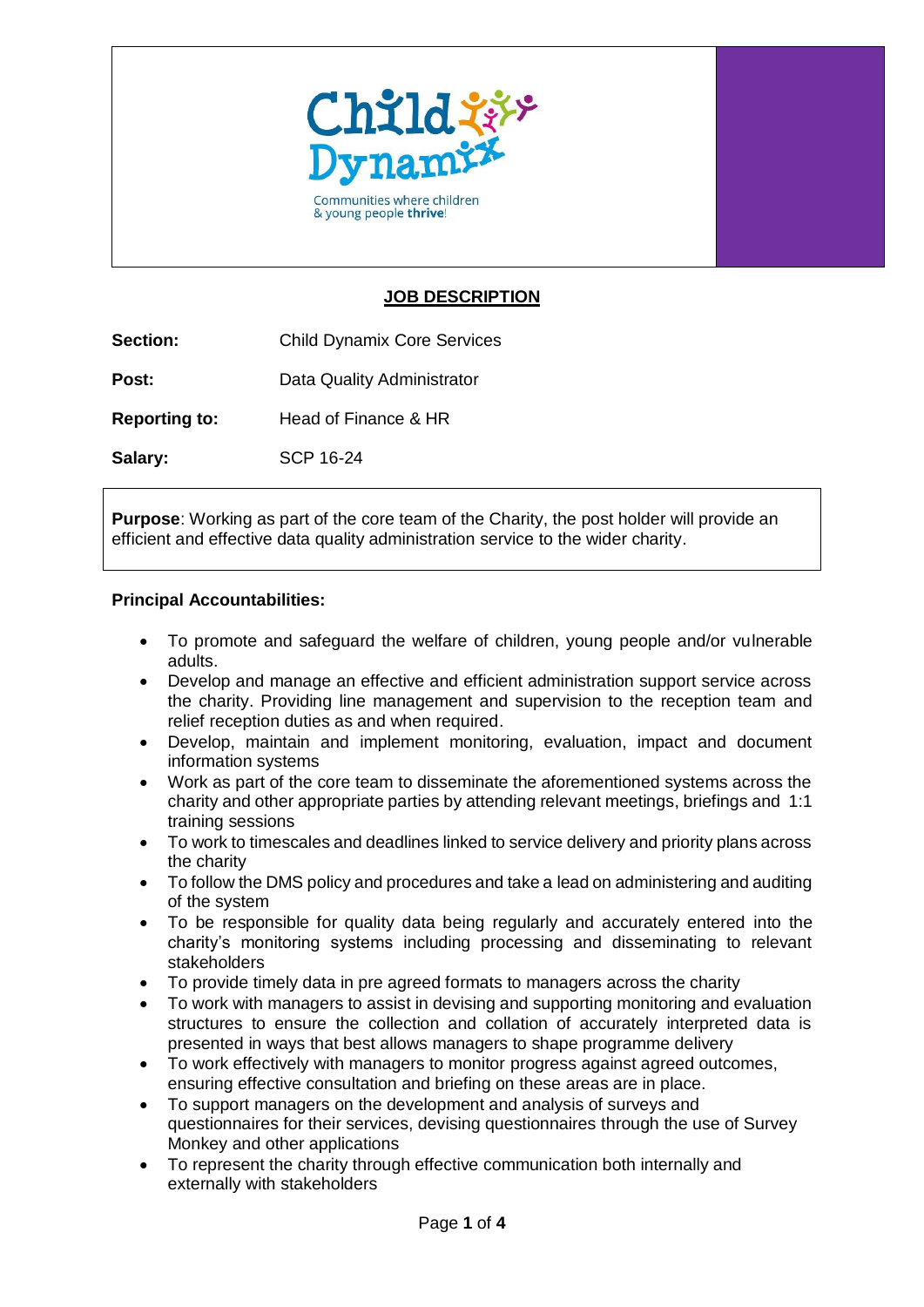Child Dynamix

Communities where children & young people **thrive**!

## JOB DESCRIPTION

| | |
|---|---|
| **Section:** | Child Dynamix Core Services |
| **Post:** | Data Quality Administrator |
| **Reporting to:** | Head of Finance & HR |
| **Salary:** | SCP 16-24 |

**Purpose**: Working as part of the core team of the Charity, the post holder will provide an efficient and effective data quality administration service to the wider charity.

**Principal Accountabilities:**

- To promote and safeguard the welfare of children, young people and/or vulnerable adults.
- Develop and manage an effective and efficient administration support service across the charity. Providing line management and supervision to the reception team and relief reception duties as and when required.
- Develop, maintain and implement monitoring, evaluation, impact and document information systems
- Work as part of the core team to disseminate the aforementioned systems across the charity and other appropriate parties by attending relevant meetings, briefings and 1:1 training sessions
- To work to timescales and deadlines linked to service delivery and priority plans across the charity
- To follow the DMS policy and procedures and take a lead on administering and auditing of the system
- To be responsible for quality data being regularly and accurately entered into the charity's monitoring systems including processing and disseminating to relevant stakeholders
- To provide timely data in pre agreed formats to managers across the charity
- To work with managers to assist in devising and supporting monitoring and evaluation structures to ensure the collection and collation of accurately interpreted data is presented in ways that best allows managers to shape programme delivery
- To work effectively with managers to monitor progress against agreed outcomes, ensuring effective consultation and briefing on these areas are in place.
- To support managers on the development and analysis of surveys and questionnaires for their services, devising questionnaires through the use of Survey Monkey and other applications
- To represent the charity through effective communication both internally and externally with stakeholders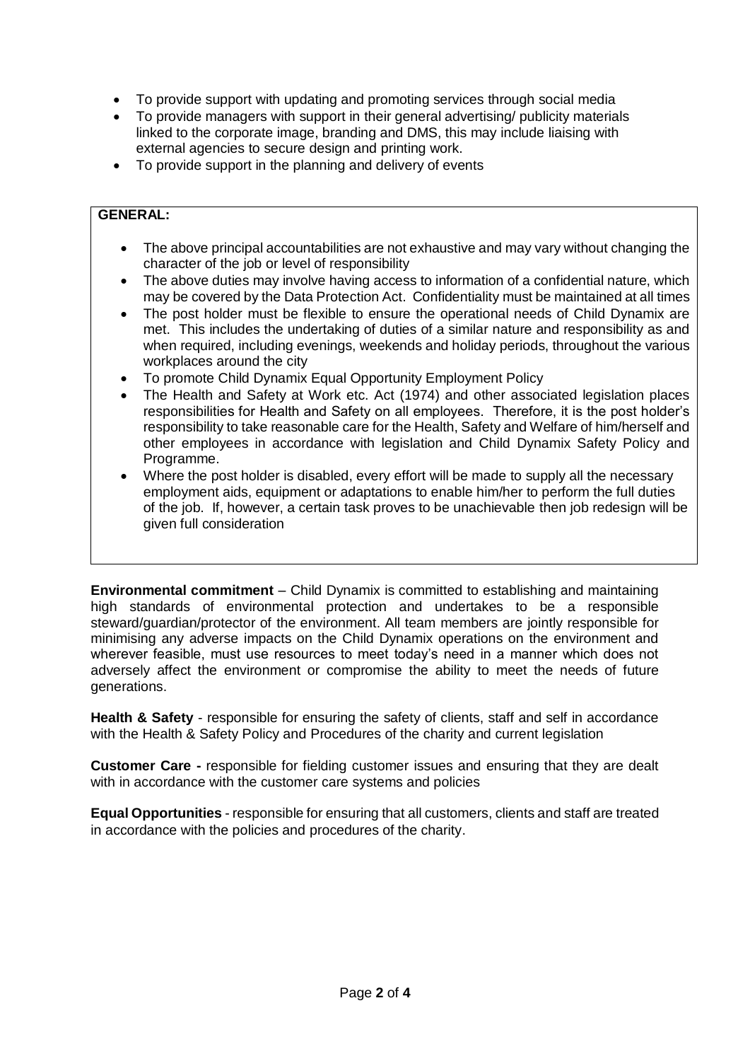- To provide support with updating and promoting services through social media
- To provide managers with support in their general advertising/ publicity materials linked to the corporate image, branding and DMS, this may include liaising with external agencies to secure design and printing work.
- To provide support in the planning and delivery of events

**GENERAL:**

- The above principal accountabilities are not exhaustive and may vary without changing the character of the job or level of responsibility
- The above duties may involve having access to information of a confidential nature, which may be covered by the Data Protection Act. Confidentiality must be maintained at all times
- The post holder must be flexible to ensure the operational needs of Child Dynamix are met. This includes the undertaking of duties of a similar nature and responsibility as and when required, including evenings, weekends and holiday periods, throughout the various workplaces around the city
- To promote Child Dynamix Equal Opportunity Employment Policy
- The Health and Safety at Work etc. Act (1974) and other associated legislation places responsibilities for Health and Safety on all employees. Therefore, it is the post holder's responsibility to take reasonable care for the Health, Safety and Welfare of him/herself and other employees in accordance with legislation and Child Dynamix Safety Policy and Programme.
- Where the post holder is disabled, every effort will be made to supply all the necessary employment aids, equipment or adaptations to enable him/her to perform the full duties of the job. If, however, a certain task proves to be unachievable then job redesign will be given full consideration

**Environmental commitment** – Child Dynamix is committed to establishing and maintaining high standards of environmental protection and undertakes to be a responsible steward/guardian/protector of the environment. All team members are jointly responsible for minimising any adverse impacts on the Child Dynamix operations on the environment and wherever feasible, must use resources to meet today's need in a manner which does not adversely affect the environment or compromise the ability to meet the needs of future generations.

**Health & Safety** - responsible for ensuring the safety of clients, staff and self in accordance with the Health & Safety Policy and Procedures of the charity and current legislation

**Customer Care -** responsible for fielding customer issues and ensuring that they are dealt with in accordance with the customer care systems and policies

**Equal Opportunities** - responsible for ensuring that all customers, clients and staff are treated in accordance with the policies and procedures of the charity.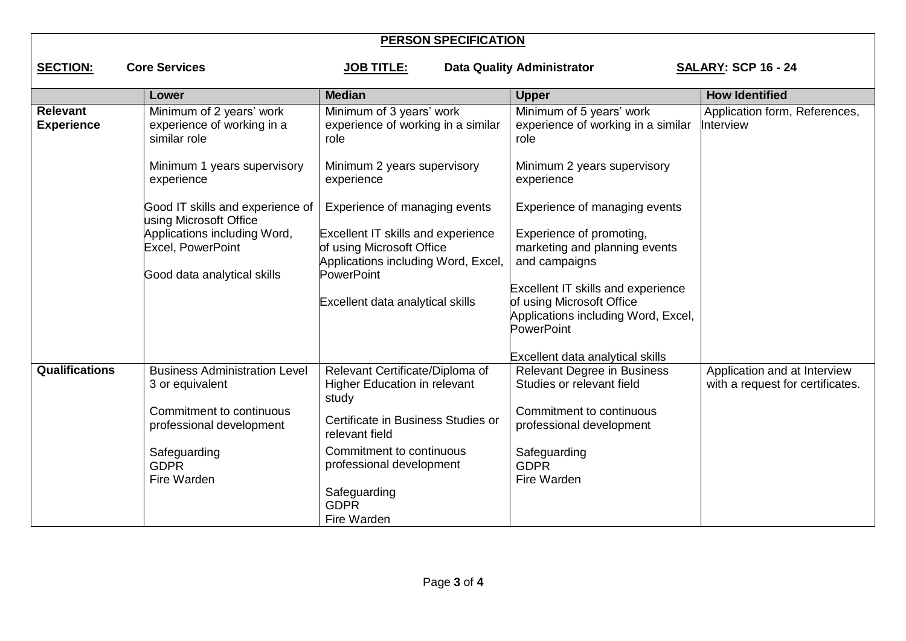**PERSON SPECIFICATION**

**SECTION:** **Core Services** | **JOB TITLE:** **Data Quality Administrator** | **SALARY: SCP 16 - 24**

| | Lower | Median | Upper | How Identified |
|---|---|---|---|---|
| **Relevant Experience** | Minimum of 2 years' work experience of working in a similar role<br><br>Minimum 1 years supervisory experience<br><br>Good IT skills and experience of using Microsoft Office Applications including Word, Excel, PowerPoint<br><br>Good data analytical skills | Minimum of 3 years' work experience of working in a similar role<br><br>Minimum 2 years supervisory experience<br><br>Experience of managing events<br><br>Excellent IT skills and experience of using Microsoft Office Applications including Word, Excel, PowerPoint<br><br>Excellent data analytical skills | Minimum of 5 years' work experience of working in a similar role<br><br>Minimum 2 years supervisory experience<br><br>Experience of managing events<br><br>Experience of promoting, marketing and planning events and campaigns<br><br>Excellent IT skills and experience of using Microsoft Office Applications including Word, Excel, PowerPoint<br><br>Excellent data analytical skills | Application form, References, Interview |
| **Qualifications** | Business Administration Level 3 or equivalent<br><br>Commitment to continuous professional development<br><br>Safeguarding<br>GDPR<br>Fire Warden | Relevant Certificate/Diploma of Higher Education in relevant study<br><br>Certificate in Business Studies or relevant field<br><br>Commitment to continuous professional development<br><br>Safeguarding<br>GDPR<br>Fire Warden | Relevant Degree in Business Studies or relevant field<br><br>Commitment to continuous professional development<br><br>Safeguarding<br>GDPR<br>Fire Warden | Application and at Interview with a request for certificates. |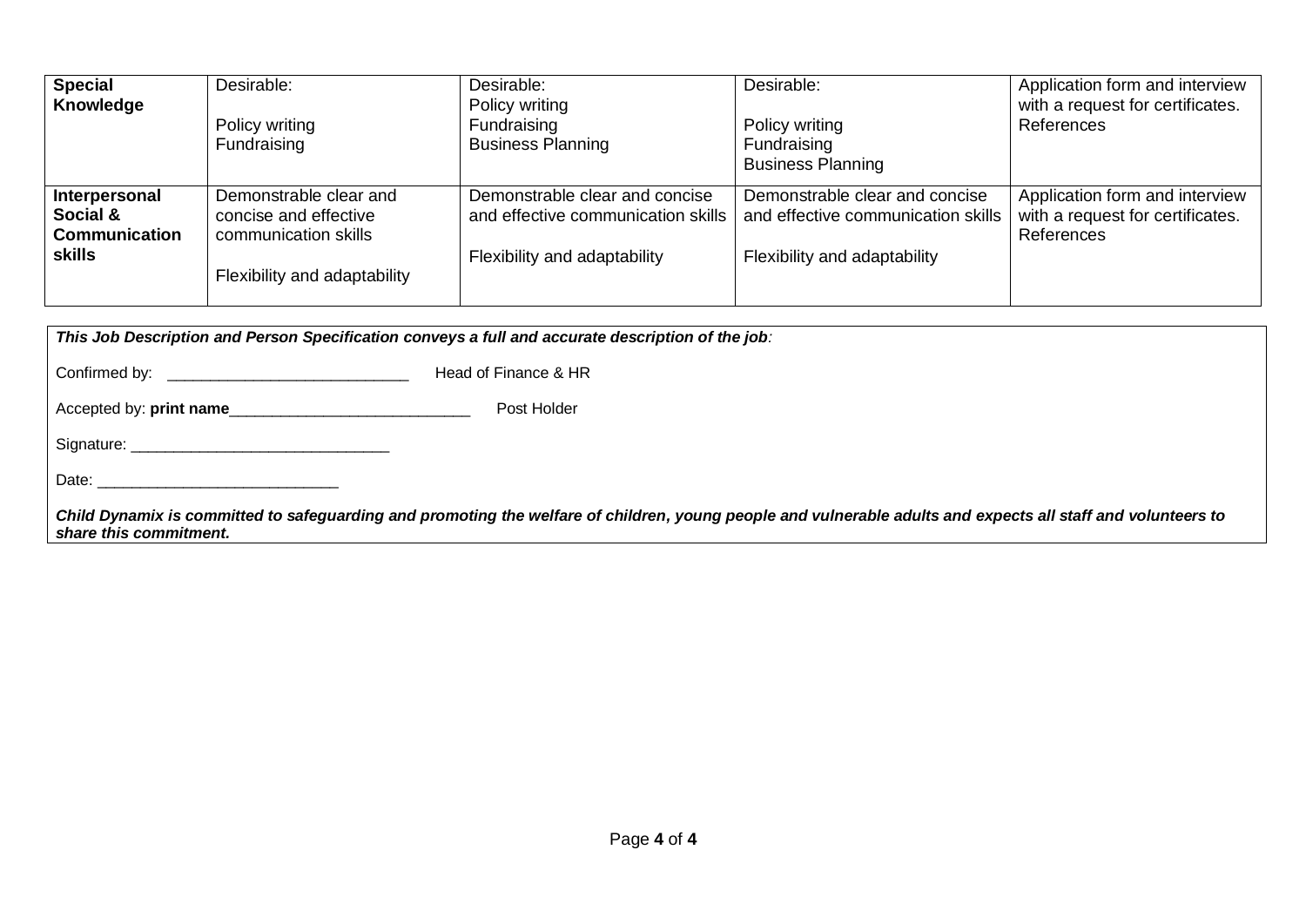| | | | | |
|---|---|---|---|---|
| **Special Knowledge** | Desirable:<br><br>Policy writing<br>Fundraising | Desirable:<br>Policy writing<br>Fundraising<br>Business Planning | Desirable:<br><br>Policy writing<br>Fundraising<br>Business Planning | Application form and interview with a request for certificates. References |
| **Interpersonal Social & Communication skills** | Demonstrable clear and concise and effective communication skills<br><br>Flexibility and adaptability | Demonstrable clear and concise and effective communication skills<br><br>Flexibility and adaptability | Demonstrable clear and concise and effective communication skills<br><br>Flexibility and adaptability | Application form and interview with a request for certificates. References |

***This Job Description and Person Specification conveys a full and accurate description of the job:***

Confirmed by: ____________________________ Head of Finance & HR

Accepted by: **print name**____________________________ Post Holder

Signature: ______________________________

Date: ____________________________

***Child Dynamix is committed to safeguarding and promoting the welfare of children, young people and vulnerable adults and expects all staff and volunteers to share this commitment.***